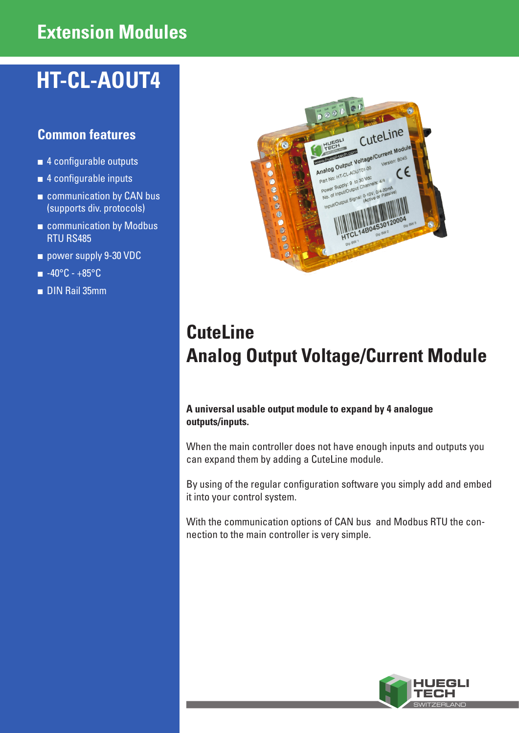# Extension Modules

## HT-CL-AOUT4

### Common features

- 4 configurable outputs
- 4 configurable inputs
- communication by CAN bus (supports div. protocols)
- communication by Modbus RTU RS485
- power supply 9-30 VDC
- -40°C - +85°C
- DIN Rail 35mm

## CuteLine
## Analog Output Voltage/Current Module

**A universal usable output module to expand by 4 analogue outputs/inputs.**

When the main controller does not have enough inputs and outputs you can expand them by adding a CuteLine module.

By using of the regular configuration software you simply add and embed it into your control system.

With the communication options of CAN bus and Modbus RTU the connection to the main controller is very simple.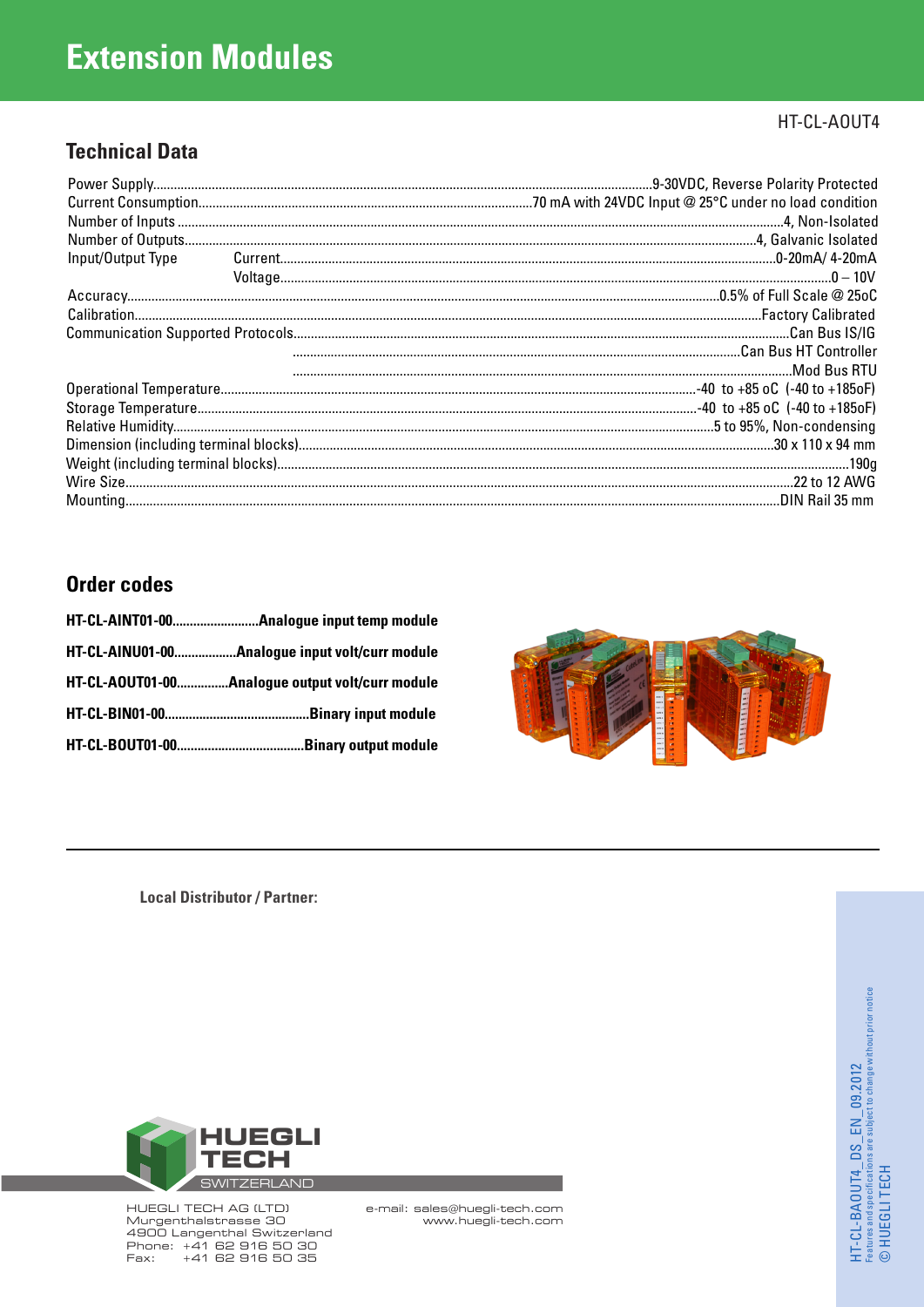# Extension Modules

HT-CL-AOUT4

## Technical Data

| | | |
|---|---|---|
| Power Supply | | 9-30VDC, Reverse Polarity Protected |
| Current Consumption | | 70 mA with 24VDC Input @ 25°C under no load condition |
| Number of Inputs | | 4, Non-Isolated |
| Number of Outputs | | 4, Galvanic Isolated |
| Input/Output Type | Current | 0-20mA/ 4-20mA |
| | Voltage | 0 – 10V |
| Accuracy | | 0.5% of Full Scale @ 25oC |
| Calibration | | Factory Calibrated |
| Communication Supported Protocols | | Can Bus IS/IG |
| | | Can Bus HT Controller |
| | | Mod Bus RTU |
| Operational Temperature | | -40 to +85 oC (-40 to +185oF) |
| Storage Temperature | | -40 to +85 oC (-40 to +185oF) |
| Relative Humidity | | 5 to 95%, Non-condensing |
| Dimension (including terminal blocks) | | 30 x 110 x 94 mm |
| Weight (including terminal blocks) | | 190g |
| Wire Size | | 22 to 12 AWG |
| Mounting | | DIN Rail 35 mm |

## Order codes

**HT-CL-AINT01-00.........................Analogue input temp module**

**HT-CL-AINU01-00..................Analogue input volt/curr module**

**HT-CL-AOUT01-00..............Analogue output volt/curr module**

**HT-CL-BIN01-00..........................................Binary input module**

**HT-CL-BOUT01-00....................................Binary output module**

**Local Distributor / Partner:**

HUEGLI TECH SWITZERLAND

HUEGLI TECH AG (LTD)
Murgenthalstrasse 30
4900 Langenthal Switzerland
Phone: +41 62 916 50 30
Fax: +41 62 916 50 35

e-mail: sales@huegli-tech.com
www.huegli-tech.com

HT-CL-BAOUT4_DS_EN_09.2012
Features and specifications are subject to change without prior notice
© HUEGLI TECH